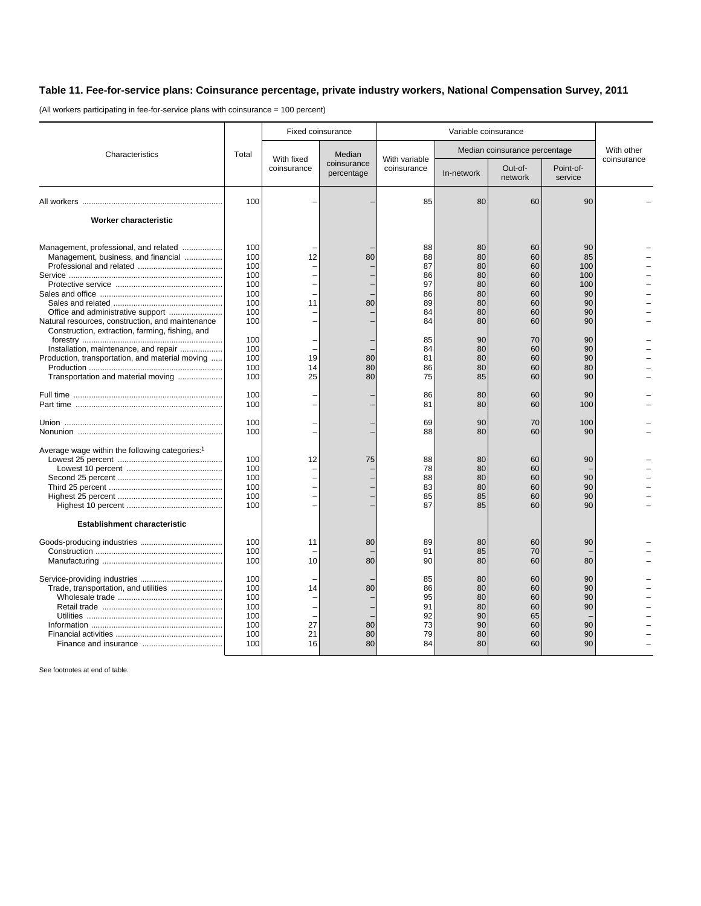## Table 11. Fee-for-service plans: Coinsurance percentage, private industry workers, National Compensation Survey, 2011

(All workers participating in fee-for-service plans with coinsurance = 100 percent)

| Characteristics | Total | Fixed coinsurance | | Variable coinsurance | | | | With other coinsurance |
|---|---|---|---|---|---|---|---|---|
| | | With fixed coinsurance | Median coinsurance percentage | With variable coinsurance | Median coinsurance percentage | | | |
| | | | | | In-network | Out-of-network | Point-of-service | |
| All workers | 100 | – | – | 85 | 80 | 60 | 90 | – |
| **Worker characteristic** | | | | | | | | |
| Management, professional, and related | 100 | – | – | 88 | 80 | 60 | 90 | – |
| Management, business, and financial | 100 | 12 | 80 | 88 | 80 | 60 | 85 | – |
| Professional and related | 100 | – | – | 87 | 80 | 60 | 100 | – |
| Service | 100 | – | – | 86 | 80 | 60 | 100 | – |
| Protective service | 100 | – | – | 97 | 80 | 60 | 100 | – |
| Sales and office | 100 | – | – | 86 | 80 | 60 | 90 | – |
| Sales and related | 100 | 11 | 80 | 89 | 80 | 60 | 90 | – |
| Office and administrative support | 100 | – | – | 84 | 80 | 60 | 90 | – |
| Natural resources, construction, and maintenance | 100 | – | – | 84 | 80 | 60 | 90 | – |
| Construction, extraction, farming, fishing, and forestry | 100 | – | – | 85 | 90 | 70 | 90 | – |
| Installation, maintenance, and repair | 100 | – | – | 84 | 80 | 60 | 90 | – |
| Production, transportation, and material moving | 100 | 19 | 80 | 81 | 80 | 60 | 90 | – |
| Production | 100 | 14 | 80 | 86 | 80 | 60 | 80 | – |
| Transportation and material moving | 100 | 25 | 80 | 75 | 85 | 60 | 90 | – |
| Full time | 100 | – | – | 86 | 80 | 60 | 90 | – |
| Part time | 100 | – | – | 81 | 80 | 60 | 100 | – |
| Union | 100 | – | – | 69 | 90 | 70 | 100 | – |
| Nonunion | 100 | – | – | 88 | 80 | 60 | 90 | – |
| Average wage within the following categories:[1] | | | | | | | | |
| Lowest 25 percent | 100 | 12 | 75 | 88 | 80 | 60 | 90 | – |
| Lowest 10 percent | 100 | – | – | 78 | 80 | 60 | – | – |
| Second 25 percent | 100 | – | – | 88 | 80 | 60 | 90 | – |
| Third 25 percent | 100 | – | – | 83 | 80 | 60 | 90 | – |
| Highest 25 percent | 100 | – | – | 85 | 85 | 60 | 90 | – |
| Highest 10 percent | 100 | – | – | 87 | 85 | 60 | 90 | – |
| **Establishment characteristic** | | | | | | | | |
| Goods-producing industries | 100 | 11 | 80 | 89 | 80 | 60 | 90 | – |
| Construction | 100 | – | – | 91 | 85 | 70 | – | – |
| Manufacturing | 100 | 10 | 80 | 90 | 80 | 60 | 80 | – |
| Service-providing industries | 100 | – | – | 85 | 80 | 60 | 90 | – |
| Trade, transportation, and utilities | 100 | 14 | 80 | 86 | 80 | 60 | 90 | – |
| Wholesale trade | 100 | – | – | 95 | 80 | 60 | 90 | – |
| Retail trade | 100 | – | – | 91 | 80 | 60 | 90 | – |
| Utilities | 100 | – | – | 92 | 90 | 65 | – | – |
| Information | 100 | 27 | 80 | 73 | 90 | 60 | 90 | – |
| Financial activities | 100 | 21 | 80 | 79 | 80 | 60 | 90 | – |
| Finance and insurance | 100 | 16 | 80 | 84 | 80 | 60 | 90 | – |

See footnotes at end of table.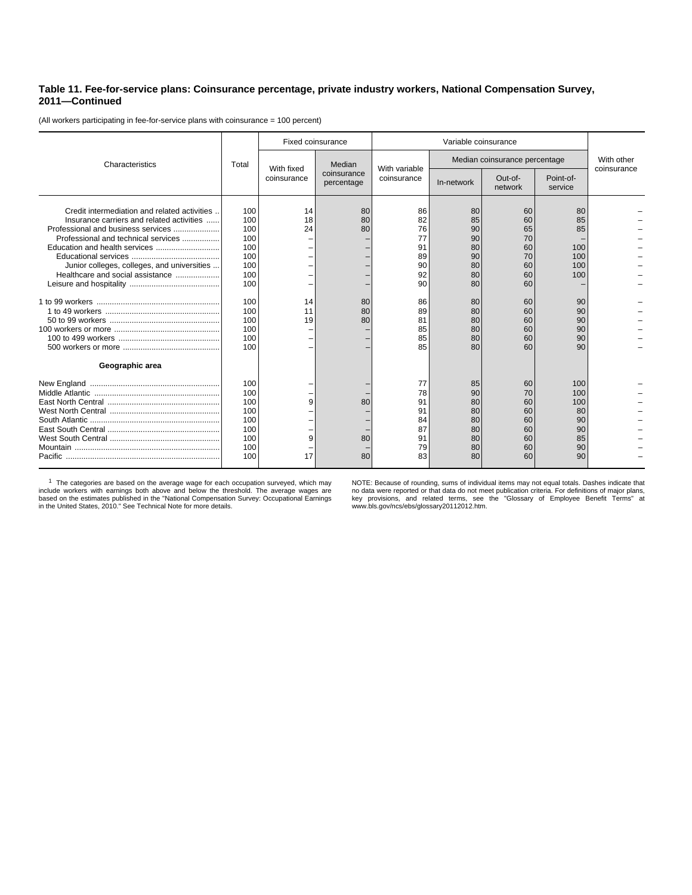### Table 11. Fee-for-service plans: Coinsurance percentage, private industry workers, National Compensation Survey, 2011—Continued

(All workers participating in fee-for-service plans with coinsurance = 100 percent)

| Characteristics | Total | Fixed coinsurance | | Variable coinsurance | | | | With other coinsurance |
|---|---|---|---|---|---|---|---|---|
| | | With fixed coinsurance | Median coinsurance percentage | With variable coinsurance | Median coinsurance percentage | | | |
| | | | | | In-network | Out-of-network | Point-of-service | |
| Credit intermediation and related activities | 100 | 14 | 80 | 86 | 80 | 60 | 80 | – |
| Insurance carriers and related activities | 100 | 18 | 80 | 82 | 85 | 60 | 85 | – |
| Professional and business services | 100 | 24 | 80 | 76 | 90 | 65 | 85 | – |
| Professional and technical services | 100 | – | – | 77 | 90 | 70 | – | – |
| Education and health services | 100 | – | – | 91 | 80 | 60 | 100 | – |
| Educational services | 100 | – | – | 89 | 90 | 70 | 100 | – |
| Junior colleges, colleges, and universities | 100 | – | – | 90 | 80 | 60 | 100 | – |
| Healthcare and social assistance | 100 | – | – | 92 | 80 | 60 | 100 | – |
| Leisure and hospitality | 100 | – | – | 90 | 80 | 60 | – | – |
| 1 to 99 workers | 100 | 14 | 80 | 86 | 80 | 60 | 90 | – |
| 1 to 49 workers | 100 | 11 | 80 | 89 | 80 | 60 | 90 | – |
| 50 to 99 workers | 100 | 19 | 80 | 81 | 80 | 60 | 90 | – |
| 100 workers or more | 100 | – | – | 85 | 80 | 60 | 90 | – |
| 100 to 499 workers | 100 | – | – | 85 | 80 | 60 | 90 | – |
| 500 workers or more | 100 | – | – | 85 | 80 | 60 | 90 | – |
| **Geographic area** | | | | | | | | |
| New England | 100 | – | – | 77 | 85 | 60 | 100 | – |
| Middle Atlantic | 100 | – | – | 78 | 90 | 70 | 100 | – |
| East North Central | 100 | 9 | 80 | 91 | 80 | 60 | 100 | – |
| West North Central | 100 | – | – | 91 | 80 | 60 | 80 | – |
| South Atlantic | 100 | – | – | 84 | 80 | 60 | 90 | – |
| East South Central | 100 | – | – | 87 | 80 | 60 | 90 | – |
| West South Central | 100 | 9 | 80 | 91 | 80 | 60 | 85 | – |
| Mountain | 100 | – | – | 79 | 80 | 60 | 90 | – |
| Pacific | 100 | 17 | 80 | 83 | 80 | 60 | 90 | – |

[1] The categories are based on the average wage for each occupation surveyed, which may include workers with earnings both above and below the threshold. The average wages are based on the estimates published in the "National Compensation Survey: Occupational Earnings in the United States, 2010." See Technical Note for more details.

NOTE: Because of rounding, sums of individual items may not equal totals. Dashes indicate that no data were reported or that data do not meet publication criteria. For definitions of major plans, key provisions, and related terms, see the "Glossary of Employee Benefit Terms" at www.bls.gov/ncs/ebs/glossary20112012.htm.